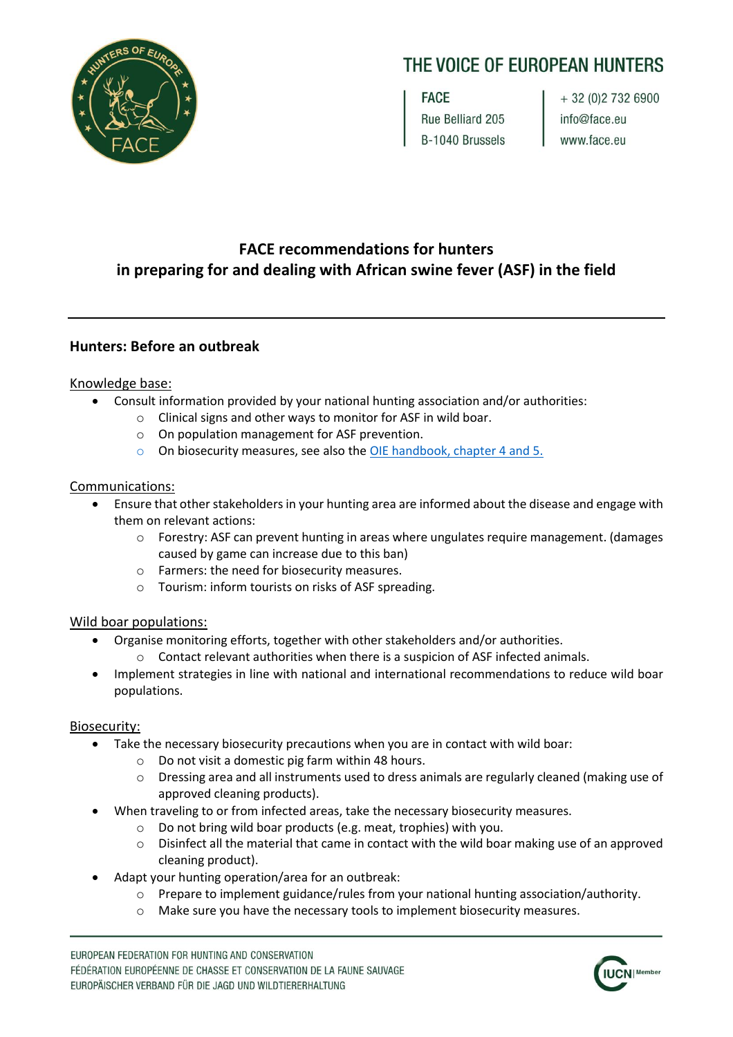THE VOICE OF EUROPEAN HUNTERS

FACE
Rue Belliard 205
B-1040 Brussels

+ 32 (0)2 732 6900
info@face.eu
www.face.eu

# FACE recommendations for hunters in preparing for and dealing with African swine fever (ASF) in the field

## Hunters: Before an outbreak

Knowledge base:

- Consult information provided by your national hunting association and/or authorities:
  - Clinical signs and other ways to monitor for ASF in wild boar.
  - On population management for ASF prevention.
  - On biosecurity measures, see also the [OIE handbook, chapter 4 and 5.]

Communications:

- Ensure that other stakeholders in your hunting area are informed about the disease and engage with them on relevant actions:
  - Forestry: ASF can prevent hunting in areas where ungulates require management. (damages caused by game can increase due to this ban)
  - Farmers: the need for biosecurity measures.
  - Tourism: inform tourists on risks of ASF spreading.

Wild boar populations:

- Organise monitoring efforts, together with other stakeholders and/or authorities.
  - Contact relevant authorities when there is a suspicion of ASF infected animals.
- Implement strategies in line with national and international recommendations to reduce wild boar populations.

Biosecurity:

- Take the necessary biosecurity precautions when you are in contact with wild boar:
  - Do not visit a domestic pig farm within 48 hours.
  - Dressing area and all instruments used to dress animals are regularly cleaned (making use of approved cleaning products).
- When traveling to or from infected areas, take the necessary biosecurity measures.
  - Do not bring wild boar products (e.g. meat, trophies) with you.
  - Disinfect all the material that came in contact with the wild boar making use of an approved cleaning product).
- Adapt your hunting operation/area for an outbreak:
  - Prepare to implement guidance/rules from your national hunting association/authority.
  - Make sure you have the necessary tools to implement biosecurity measures.

EUROPEAN FEDERATION FOR HUNTING AND CONSERVATION
FÉDÉRATION EUROPÉENNE DE CHASSE ET CONSERVATION DE LA FAUNE SAUVAGE
EUROPÄISCHER VERBAND FÜR DIE JAGD UND WILDTIERERHALTUNG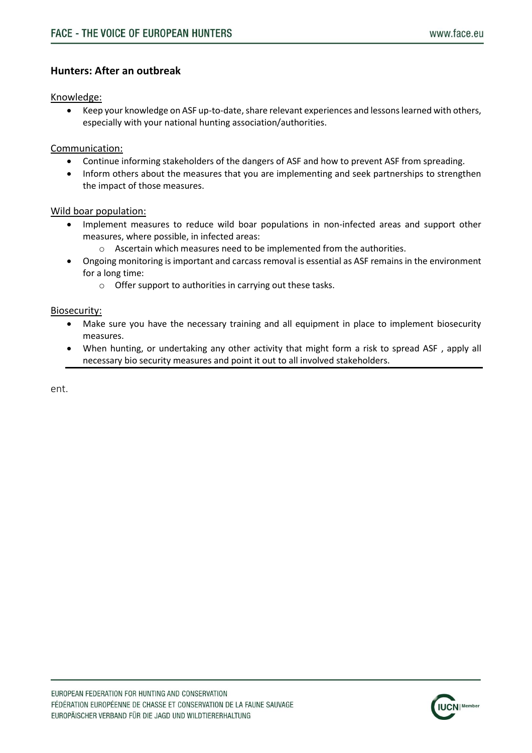## Hunters: After an outbreak

Knowledge:

- Keep your knowledge on ASF up-to-date, share relevant experiences and lessons learned with others, especially with your national hunting association/authorities.

Communication:

- Continue informing stakeholders of the dangers of ASF and how to prevent ASF from spreading.
- Inform others about the measures that you are implementing and seek partnerships to strengthen the impact of those measures.

Wild boar population:

- Implement measures to reduce wild boar populations in non-infected areas and support other measures, where possible, in infected areas:
  - Ascertain which measures need to be implemented from the authorities.
- Ongoing monitoring is important and carcass removal is essential as ASF remains in the environment for a long time:
  - Offer support to authorities in carrying out these tasks.

Biosecurity:

- Make sure you have the necessary training and all equipment in place to implement biosecurity measures.
- When hunting, or undertaking any other activity that might form a risk to spread ASF , apply all necessary bio security measures and point it out to all involved stakeholders.

ent.